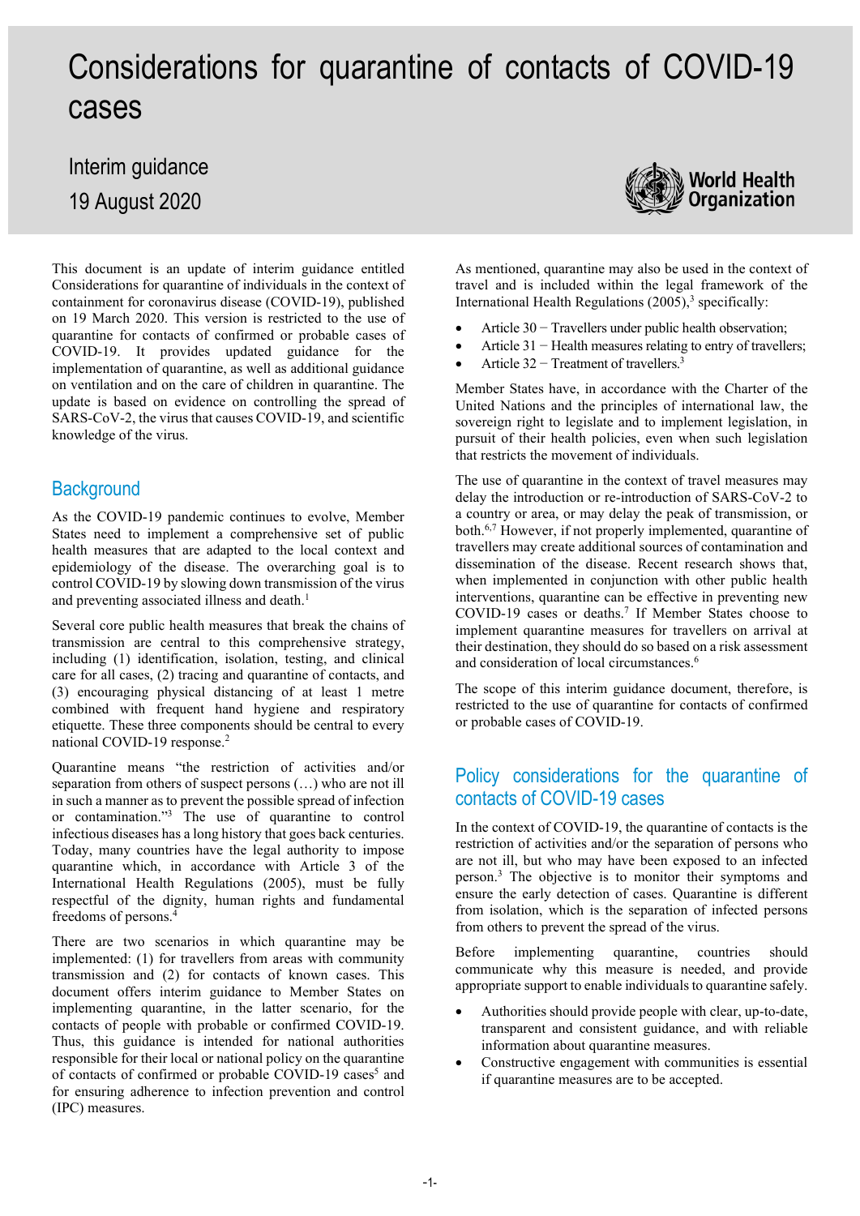# Considerations for quarantine of contacts of COVID-19 cases

Interim guidance
19 August 2020

This document is an update of interim guidance entitled Considerations for quarantine of individuals in the context of containment for coronavirus disease (COVID-19), published on 19 March 2020. This version is restricted to the use of quarantine for contacts of confirmed or probable cases of COVID-19. It provides updated guidance for the implementation of quarantine, as well as additional guidance on ventilation and on the care of children in quarantine. The update is based on evidence on controlling the spread of SARS-CoV-2, the virus that causes COVID-19, and scientific knowledge of the virus.

## Background

As the COVID-19 pandemic continues to evolve, Member States need to implement a comprehensive set of public health measures that are adapted to the local context and epidemiology of the disease. The overarching goal is to control COVID-19 by slowing down transmission of the virus and preventing associated illness and death.[1]

Several core public health measures that break the chains of transmission are central to this comprehensive strategy, including (1) identification, isolation, testing, and clinical care for all cases, (2) tracing and quarantine of contacts, and (3) encouraging physical distancing of at least 1 metre combined with frequent hand hygiene and respiratory etiquette. These three components should be central to every national COVID-19 response.[2]

Quarantine means "the restriction of activities and/or separation from others of suspect persons (…) who are not ill in such a manner as to prevent the possible spread of infection or contamination."[3] The use of quarantine to control infectious diseases has a long history that goes back centuries. Today, many countries have the legal authority to impose quarantine which, in accordance with Article 3 of the International Health Regulations (2005), must be fully respectful of the dignity, human rights and fundamental freedoms of persons.[4]

There are two scenarios in which quarantine may be implemented: (1) for travellers from areas with community transmission and (2) for contacts of known cases. This document offers interim guidance to Member States on implementing quarantine, in the latter scenario, for the contacts of people with probable or confirmed COVID-19. Thus, this guidance is intended for national authorities responsible for their local or national policy on the quarantine of contacts of confirmed or probable COVID-19 cases[5] and for ensuring adherence to infection prevention and control (IPC) measures.

As mentioned, quarantine may also be used in the context of travel and is included within the legal framework of the International Health Regulations (2005),[3] specifically:

- Article 30 – Travellers under public health observation;
- Article 31 – Health measures relating to entry of travellers;
- Article 32 – Treatment of travellers.[3]

Member States have, in accordance with the Charter of the United Nations and the principles of international law, the sovereign right to legislate and to implement legislation, in pursuit of their health policies, even when such legislation that restricts the movement of individuals.

The use of quarantine in the context of travel measures may delay the introduction or re-introduction of SARS-CoV-2 to a country or area, or may delay the peak of transmission, or both.[6,7] However, if not properly implemented, quarantine of travellers may create additional sources of contamination and dissemination of the disease. Recent research shows that, when implemented in conjunction with other public health interventions, quarantine can be effective in preventing new COVID-19 cases or deaths.[7] If Member States choose to implement quarantine measures for travellers on arrival at their destination, they should do so based on a risk assessment and consideration of local circumstances.[6]

The scope of this interim guidance document, therefore, is restricted to the use of quarantine for contacts of confirmed or probable cases of COVID-19.

## Policy considerations for the quarantine of contacts of COVID-19 cases

In the context of COVID-19, the quarantine of contacts is the restriction of activities and/or the separation of persons who are not ill, but who may have been exposed to an infected person.[3] The objective is to monitor their symptoms and ensure the early detection of cases. Quarantine is different from isolation, which is the separation of infected persons from others to prevent the spread of the virus.

Before implementing quarantine, countries should communicate why this measure is needed, and provide appropriate support to enable individuals to quarantine safely.

- Authorities should provide people with clear, up-to-date, transparent and consistent guidance, and with reliable information about quarantine measures.
- Constructive engagement with communities is essential if quarantine measures are to be accepted.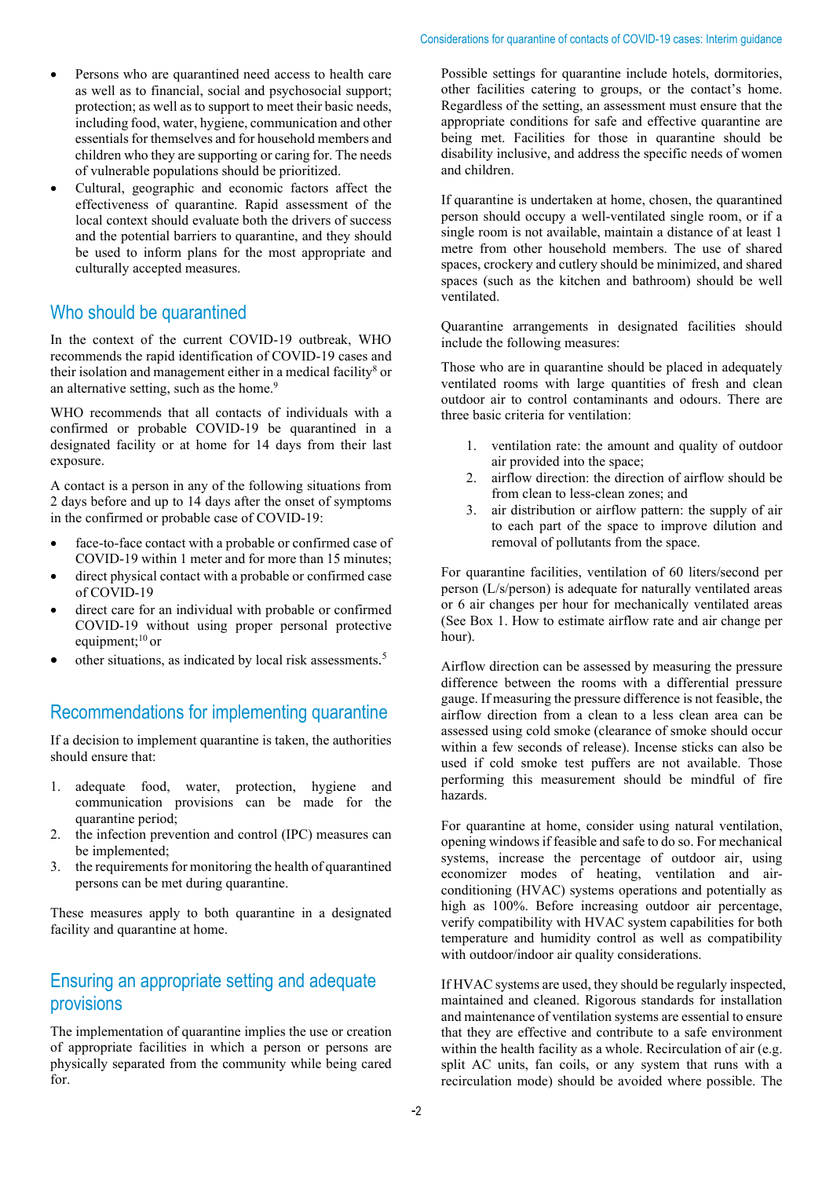- Persons who are quarantined need access to health care as well as to financial, social and psychosocial support; protection; as well as to support to meet their basic needs, including food, water, hygiene, communication and other essentials for themselves and for household members and children who they are supporting or caring for. The needs of vulnerable populations should be prioritized.
- Cultural, geographic and economic factors affect the effectiveness of quarantine. Rapid assessment of the local context should evaluate both the drivers of success and the potential barriers to quarantine, and they should be used to inform plans for the most appropriate and culturally accepted measures.

## Who should be quarantined

In the context of the current COVID-19 outbreak, WHO recommends the rapid identification of COVID-19 cases and their isolation and management either in a medical facility[8] or an alternative setting, such as the home.[9]

WHO recommends that all contacts of individuals with a confirmed or probable COVID-19 be quarantined in a designated facility or at home for 14 days from their last exposure.

A contact is a person in any of the following situations from 2 days before and up to 14 days after the onset of symptoms in the confirmed or probable case of COVID-19:

- face-to-face contact with a probable or confirmed case of COVID-19 within 1 meter and for more than 15 minutes;
- direct physical contact with a probable or confirmed case of COVID-19
- direct care for an individual with probable or confirmed COVID-19 without using proper personal protective equipment;[10] or
- other situations, as indicated by local risk assessments.[5]

## Recommendations for implementing quarantine

If a decision to implement quarantine is taken, the authorities should ensure that:

1. adequate food, water, protection, hygiene and communication provisions can be made for the quarantine period;
2. the infection prevention and control (IPC) measures can be implemented;
3. the requirements for monitoring the health of quarantined persons can be met during quarantine.

These measures apply to both quarantine in a designated facility and quarantine at home.

## Ensuring an appropriate setting and adequate provisions

The implementation of quarantine implies the use or creation of appropriate facilities in which a person or persons are physically separated from the community while being cared for.

Possible settings for quarantine include hotels, dormitories, other facilities catering to groups, or the contact's home. Regardless of the setting, an assessment must ensure that the appropriate conditions for safe and effective quarantine are being met. Facilities for those in quarantine should be disability inclusive, and address the specific needs of women and children.

If quarantine is undertaken at home, chosen, the quarantined person should occupy a well-ventilated single room, or if a single room is not available, maintain a distance of at least 1 metre from other household members. The use of shared spaces, crockery and cutlery should be minimized, and shared spaces (such as the kitchen and bathroom) should be well ventilated.

Quarantine arrangements in designated facilities should include the following measures:

Those who are in quarantine should be placed in adequately ventilated rooms with large quantities of fresh and clean outdoor air to control contaminants and odours. There are three basic criteria for ventilation:

1. ventilation rate: the amount and quality of outdoor air provided into the space;
2. airflow direction: the direction of airflow should be from clean to less-clean zones; and
3. air distribution or airflow pattern: the supply of air to each part of the space to improve dilution and removal of pollutants from the space.

For quarantine facilities, ventilation of 60 liters/second per person (L/s/person) is adequate for naturally ventilated areas or 6 air changes per hour for mechanically ventilated areas (See Box 1. How to estimate airflow rate and air change per hour).

Airflow direction can be assessed by measuring the pressure difference between the rooms with a differential pressure gauge. If measuring the pressure difference is not feasible, the airflow direction from a clean to a less clean area can be assessed using cold smoke (clearance of smoke should occur within a few seconds of release). Incense sticks can also be used if cold smoke test puffers are not available. Those performing this measurement should be mindful of fire hazards.

For quarantine at home, consider using natural ventilation, opening windows if feasible and safe to do so. For mechanical systems, increase the percentage of outdoor air, using economizer modes of heating, ventilation and air-conditioning (HVAC) systems operations and potentially as high as 100%. Before increasing outdoor air percentage, verify compatibility with HVAC system capabilities for both temperature and humidity control as well as compatibility with outdoor/indoor air quality considerations.

If HVAC systems are used, they should be regularly inspected, maintained and cleaned. Rigorous standards for installation and maintenance of ventilation systems are essential to ensure that they are effective and contribute to a safe environment within the health facility as a whole. Recirculation of air (e.g. split AC units, fan coils, or any system that runs with a recirculation mode) should be avoided where possible. The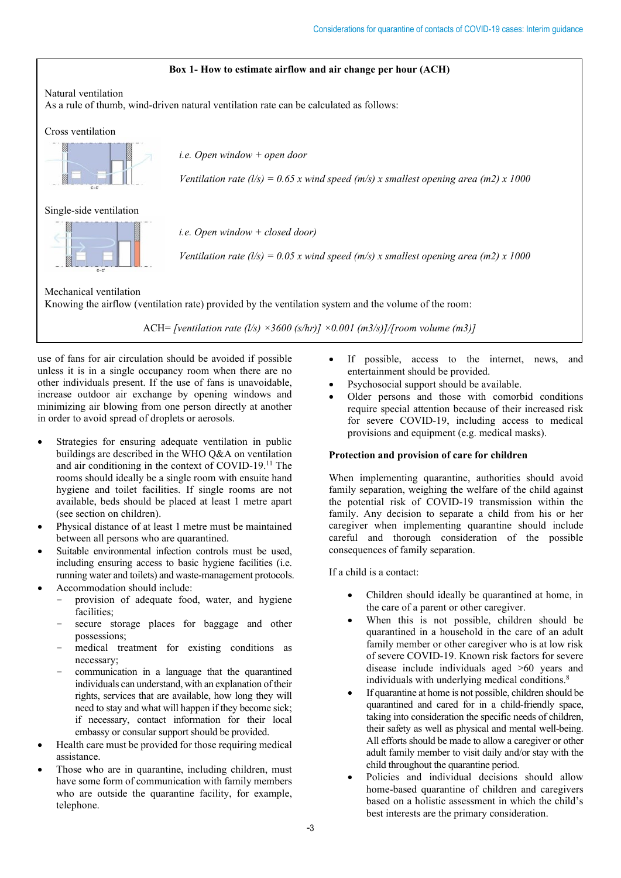**Box 1- How to estimate airflow and air change per hour (ACH)**

Natural ventilation

As a rule of thumb, wind-driven natural ventilation rate can be calculated as follows:

Cross ventilation

*i.e. Open window + open door*

*Ventilation rate (l/s) = 0.65 x wind speed (m/s) x smallest opening area (m2) x 1000*

Single-side ventilation

*i.e. Open window + closed door)*

*Ventilation rate (l/s) = 0.05 x wind speed (m/s) x smallest opening area (m2) x 1000*

Mechanical ventilation

Knowing the airflow (ventilation rate) provided by the ventilation system and the volume of the room:

ACH= *[ventilation rate (l/s) ×3600 (s/hr)] ×0.001 (m3/s)]/[room volume (m3)]*

use of fans for air circulation should be avoided if possible unless it is in a single occupancy room when there are no other individuals present. If the use of fans is unavoidable, increase outdoor air exchange by opening windows and minimizing air blowing from one person directly at another in order to avoid spread of droplets or aerosols.

- Strategies for ensuring adequate ventilation in public buildings are described in the WHO Q&A on ventilation and air conditioning in the context of COVID-19.[11] The rooms should ideally be a single room with ensuite hand hygiene and toilet facilities. If single rooms are not available, beds should be placed at least 1 metre apart (see section on children).
- Physical distance of at least 1 metre must be maintained between all persons who are quarantined.
- Suitable environmental infection controls must be used, including ensuring access to basic hygiene facilities (i.e. running water and toilets) and waste-management protocols.
- Accommodation should include:
  - provision of adequate food, water, and hygiene facilities;
  - secure storage places for baggage and other possessions;
  - medical treatment for existing conditions as necessary;
  - communication in a language that the quarantined individuals can understand, with an explanation of their rights, services that are available, how long they will need to stay and what will happen if they become sick; if necessary, contact information for their local embassy or consular support should be provided.
- Health care must be provided for those requiring medical assistance.
- Those who are in quarantine, including children, must have some form of communication with family members who are outside the quarantine facility, for example, telephone.
- If possible, access to the internet, news, and entertainment should be provided.
- Psychosocial support should be available.
- Older persons and those with comorbid conditions require special attention because of their increased risk for severe COVID-19, including access to medical provisions and equipment (e.g. medical masks).

**Protection and provision of care for children**

When implementing quarantine, authorities should avoid family separation, weighing the welfare of the child against the potential risk of COVID-19 transmission within the family. Any decision to separate a child from his or her caregiver when implementing quarantine should include careful and thorough consideration of the possible consequences of family separation.

If a child is a contact:

- Children should ideally be quarantined at home, in the care of a parent or other caregiver.
- When this is not possible, children should be quarantined in a household in the care of an adult family member or other caregiver who is at low risk of severe COVID-19. Known risk factors for severe disease include individuals aged >60 years and individuals with underlying medical conditions.[8]
- If quarantine at home is not possible, children should be quarantined and cared for in a child-friendly space, taking into consideration the specific needs of children, their safety as well as physical and mental well-being. All efforts should be made to allow a caregiver or other adult family member to visit daily and/or stay with the child throughout the quarantine period.
- Policies and individual decisions should allow home-based quarantine of children and caregivers based on a holistic assessment in which the child's best interests are the primary consideration.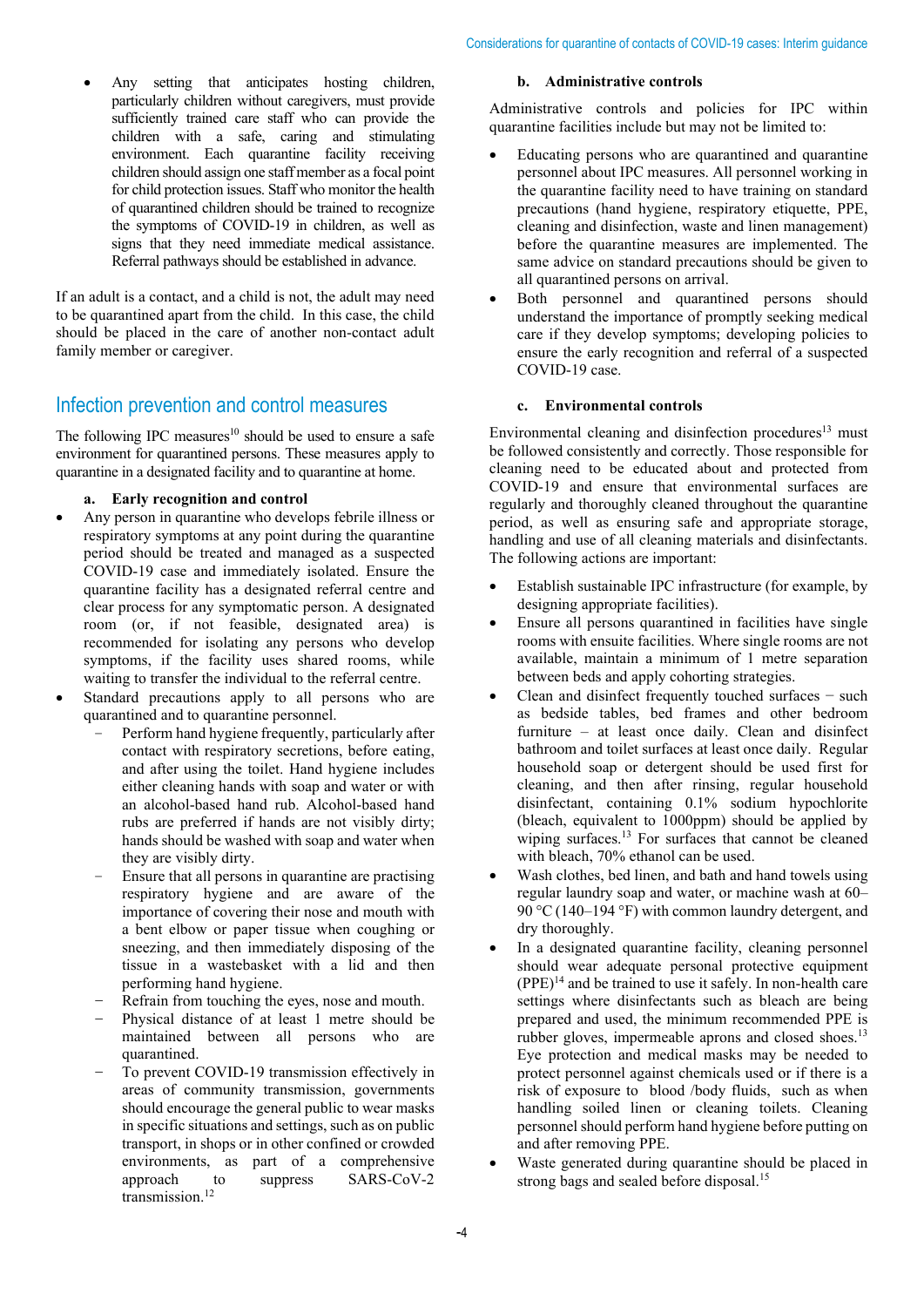- Any setting that anticipates hosting children, particularly children without caregivers, must provide sufficiently trained care staff who can provide the children with a safe, caring and stimulating environment. Each quarantine facility receiving children should assign one staff member as a focal point for child protection issues. Staff who monitor the health of quarantined children should be trained to recognize the symptoms of COVID-19 in children, as well as signs that they need immediate medical assistance. Referral pathways should be established in advance.

If an adult is a contact, and a child is not, the adult may need to be quarantined apart from the child. In this case, the child should be placed in the care of another non-contact adult family member or caregiver.

## Infection prevention and control measures

The following IPC measures[10] should be used to ensure a safe environment for quarantined persons. These measures apply to quarantine in a designated facility and to quarantine at home.

### a. Early recognition and control

- Any person in quarantine who develops febrile illness or respiratory symptoms at any point during the quarantine period should be treated and managed as a suspected COVID-19 case and immediately isolated. Ensure the quarantine facility has a designated referral centre and clear process for any symptomatic person. A designated room (or, if not feasible, designated area) is recommended for isolating any persons who develop symptoms, if the facility uses shared rooms, while waiting to transfer the individual to the referral centre.
- Standard precautions apply to all persons who are quarantined and to quarantine personnel.
  - Perform hand hygiene frequently, particularly after contact with respiratory secretions, before eating, and after using the toilet. Hand hygiene includes either cleaning hands with soap and water or with an alcohol-based hand rub. Alcohol-based hand rubs are preferred if hands are not visibly dirty; hands should be washed with soap and water when they are visibly dirty.
  - Ensure that all persons in quarantine are practising respiratory hygiene and are aware of the importance of covering their nose and mouth with a bent elbow or paper tissue when coughing or sneezing, and then immediately disposing of the tissue in a wastebasket with a lid and then performing hand hygiene.
  - Refrain from touching the eyes, nose and mouth.
  - Physical distance of at least 1 metre should be maintained between all persons who are quarantined.
  - To prevent COVID-19 transmission effectively in areas of community transmission, governments should encourage the general public to wear masks in specific situations and settings, such as on public transport, in shops or in other confined or crowded environments, as part of a comprehensive approach to suppress SARS-CoV-2 transmission.[12]

### b. Administrative controls

Administrative controls and policies for IPC within quarantine facilities include but may not be limited to:

- Educating persons who are quarantined and quarantine personnel about IPC measures. All personnel working in the quarantine facility need to have training on standard precautions (hand hygiene, respiratory etiquette, PPE, cleaning and disinfection, waste and linen management) before the quarantine measures are implemented. The same advice on standard precautions should be given to all quarantined persons on arrival.
- Both personnel and quarantined persons should understand the importance of promptly seeking medical care if they develop symptoms; developing policies to ensure the early recognition and referral of a suspected COVID-19 case.

### c. Environmental controls

Environmental cleaning and disinfection procedures[13] must be followed consistently and correctly. Those responsible for cleaning need to be educated about and protected from COVID-19 and ensure that environmental surfaces are regularly and thoroughly cleaned throughout the quarantine period, as well as ensuring safe and appropriate storage, handling and use of all cleaning materials and disinfectants. The following actions are important:

- Establish sustainable IPC infrastructure (for example, by designing appropriate facilities).
- Ensure all persons quarantined in facilities have single rooms with ensuite facilities. Where single rooms are not available, maintain a minimum of 1 metre separation between beds and apply cohorting strategies.
- Clean and disinfect frequently touched surfaces − such as bedside tables, bed frames and other bedroom furniture – at least once daily. Clean and disinfect bathroom and toilet surfaces at least once daily. Regular household soap or detergent should be used first for cleaning, and then after rinsing, regular household disinfectant, containing 0.1% sodium hypochlorite (bleach, equivalent to 1000ppm) should be applied by wiping surfaces.[13] For surfaces that cannot be cleaned with bleach, 70% ethanol can be used.
- Wash clothes, bed linen, and bath and hand towels using regular laundry soap and water, or machine wash at 60–90 °C (140–194 °F) with common laundry detergent, and dry thoroughly.
- In a designated quarantine facility, cleaning personnel should wear adequate personal protective equipment (PPE)[14] and be trained to use it safely. In non-health care settings where disinfectants such as bleach are being prepared and used, the minimum recommended PPE is rubber gloves, impermeable aprons and closed shoes.[13] Eye protection and medical masks may be needed to protect personnel against chemicals used or if there is a risk of exposure to blood /body fluids, such as when handling soiled linen or cleaning toilets. Cleaning personnel should perform hand hygiene before putting on and after removing PPE.
- Waste generated during quarantine should be placed in strong bags and sealed before disposal.[15]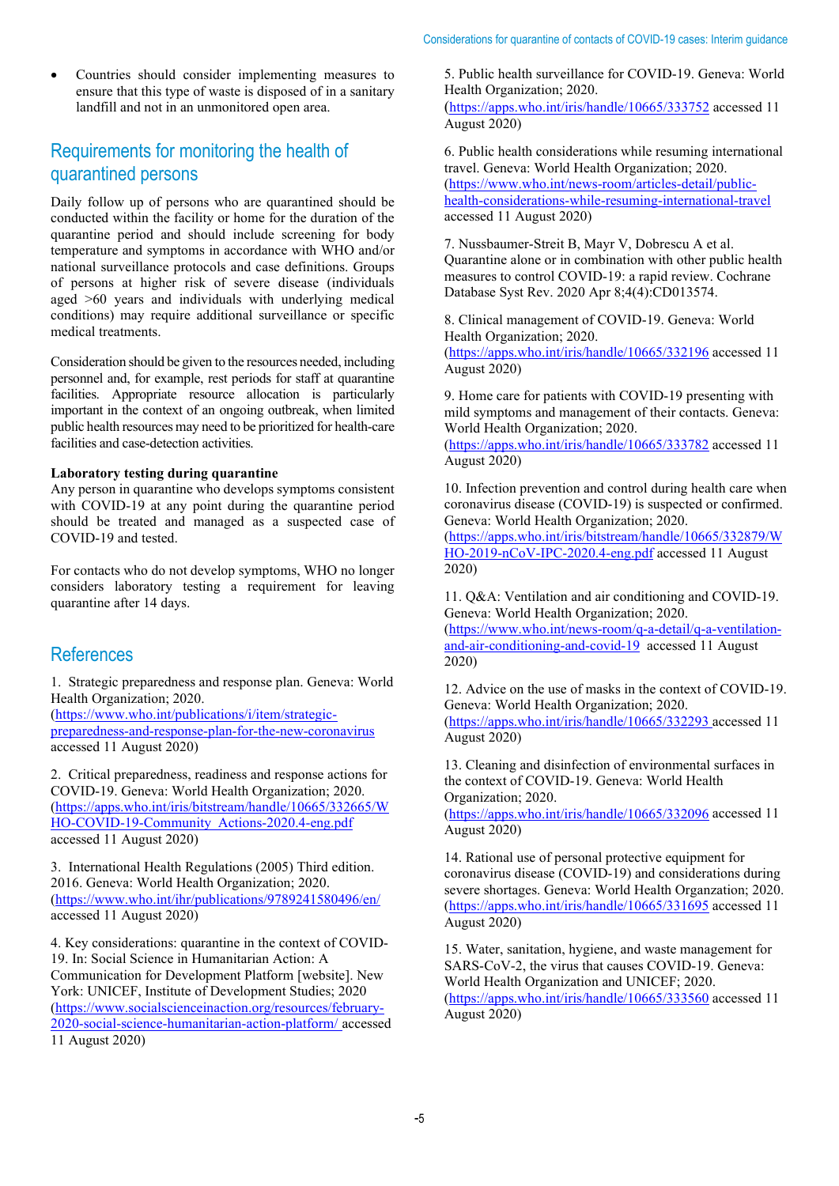- Countries should consider implementing measures to ensure that this type of waste is disposed of in a sanitary landfill and not in an unmonitored open area.

## Requirements for monitoring the health of quarantined persons

Daily follow up of persons who are quarantined should be conducted within the facility or home for the duration of the quarantine period and should include screening for body temperature and symptoms in accordance with WHO and/or national surveillance protocols and case definitions. Groups of persons at higher risk of severe disease (individuals aged >60 years and individuals with underlying medical conditions) may require additional surveillance or specific medical treatments.

Consideration should be given to the resources needed, including personnel and, for example, rest periods for staff at quarantine facilities. Appropriate resource allocation is particularly important in the context of an ongoing outbreak, when limited public health resources may need to be prioritized for health-care facilities and case-detection activities.

**Laboratory testing during quarantine**

Any person in quarantine who develops symptoms consistent with COVID-19 at any point during the quarantine period should be treated and managed as a suspected case of COVID-19 and tested.

For contacts who do not develop symptoms, WHO no longer considers laboratory testing a requirement for leaving quarantine after 14 days.

## References

1. Strategic preparedness and response plan. Geneva: World Health Organization; 2020. (https://www.who.int/publications/i/item/strategic-preparedness-and-response-plan-for-the-new-coronavirus accessed 11 August 2020)

2. Critical preparedness, readiness and response actions for COVID-19. Geneva: World Health Organization; 2020. (https://apps.who.int/iris/bitstream/handle/10665/332665/WHO-COVID-19-Community_Actions-2020.4-eng.pdf accessed 11 August 2020)

3. International Health Regulations (2005) Third edition. 2016. Geneva: World Health Organization; 2020. (https://www.who.int/ihr/publications/9789241580496/en/ accessed 11 August 2020)

4. Key considerations: quarantine in the context of COVID-19. In: Social Science in Humanitarian Action: A Communication for Development Platform [website]. New York: UNICEF, Institute of Development Studies; 2020 (https://www.socialscienceinaction.org/resources/february-2020-social-science-humanitarian-action-platform/ accessed 11 August 2020)

5. Public health surveillance for COVID-19. Geneva: World Health Organization; 2020. (https://apps.who.int/iris/handle/10665/333752 accessed 11 August 2020)

6. Public health considerations while resuming international travel. Geneva: World Health Organization; 2020. (https://www.who.int/news-room/articles-detail/public-health-considerations-while-resuming-international-travel accessed 11 August 2020)

7. Nussbaumer-Streit B, Mayr V, Dobrescu A et al. Quarantine alone or in combination with other public health measures to control COVID-19: a rapid review. Cochrane Database Syst Rev. 2020 Apr 8;4(4):CD013574.

8. Clinical management of COVID-19. Geneva: World Health Organization; 2020. (https://apps.who.int/iris/handle/10665/332196 accessed 11 August 2020)

9. Home care for patients with COVID-19 presenting with mild symptoms and management of their contacts. Geneva: World Health Organization; 2020. (https://apps.who.int/iris/handle/10665/333782 accessed 11 August 2020)

10. Infection prevention and control during health care when coronavirus disease (COVID-19) is suspected or confirmed. Geneva: World Health Organization; 2020. (https://apps.who.int/iris/bitstream/handle/10665/332879/WHO-2019-nCoV-IPC-2020.4-eng.pdf accessed 11 August 2020)

11. Q&A: Ventilation and air conditioning and COVID-19. Geneva: World Health Organization; 2020. (https://www.who.int/news-room/q-a-detail/q-a-ventilation-and-air-conditioning-and-covid-19 accessed 11 August 2020)

12. Advice on the use of masks in the context of COVID-19. Geneva: World Health Organization; 2020. (https://apps.who.int/iris/handle/10665/332293 accessed 11 August 2020)

13. Cleaning and disinfection of environmental surfaces in the context of COVID-19. Geneva: World Health Organization; 2020. (https://apps.who.int/iris/handle/10665/332096 accessed 11 August 2020)

14. Rational use of personal protective equipment for coronavirus disease (COVID-19) and considerations during severe shortages. Geneva: World Health Organzation; 2020. (https://apps.who.int/iris/handle/10665/331695 accessed 11 August 2020)

15. Water, sanitation, hygiene, and waste management for SARS-CoV-2, the virus that causes COVID-19. Geneva: World Health Organization and UNICEF; 2020. (https://apps.who.int/iris/handle/10665/333560 accessed 11 August 2020)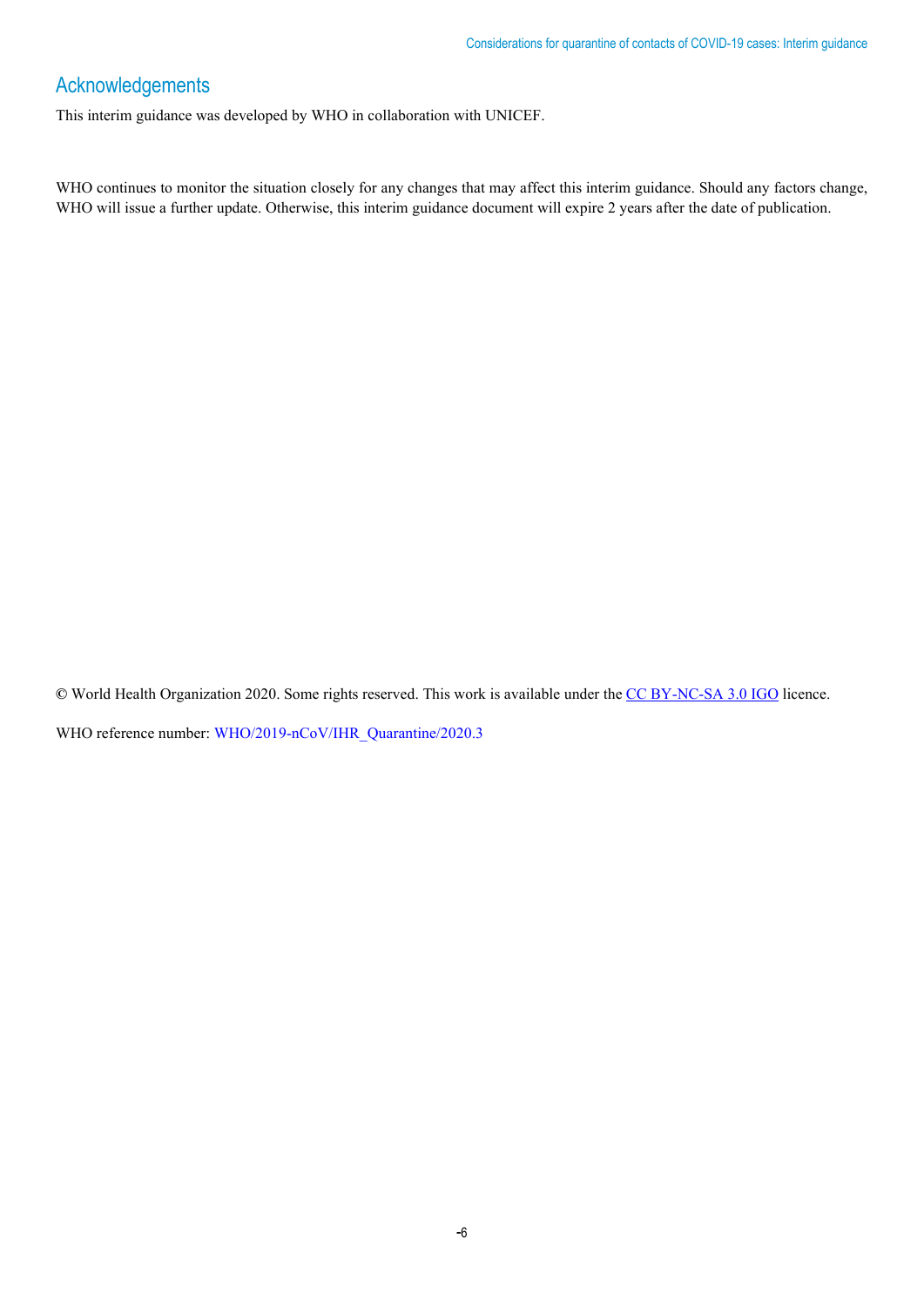## Acknowledgements

This interim guidance was developed by WHO in collaboration with UNICEF.

WHO continues to monitor the situation closely for any changes that may affect this interim guidance. Should any factors change, WHO will issue a further update. Otherwise, this interim guidance document will expire 2 years after the date of publication.

© World Health Organization 2020. Some rights reserved. This work is available under the CC BY-NC-SA 3.0 IGO licence.

WHO reference number: WHO/2019-nCoV/IHR_Quarantine/2020.3